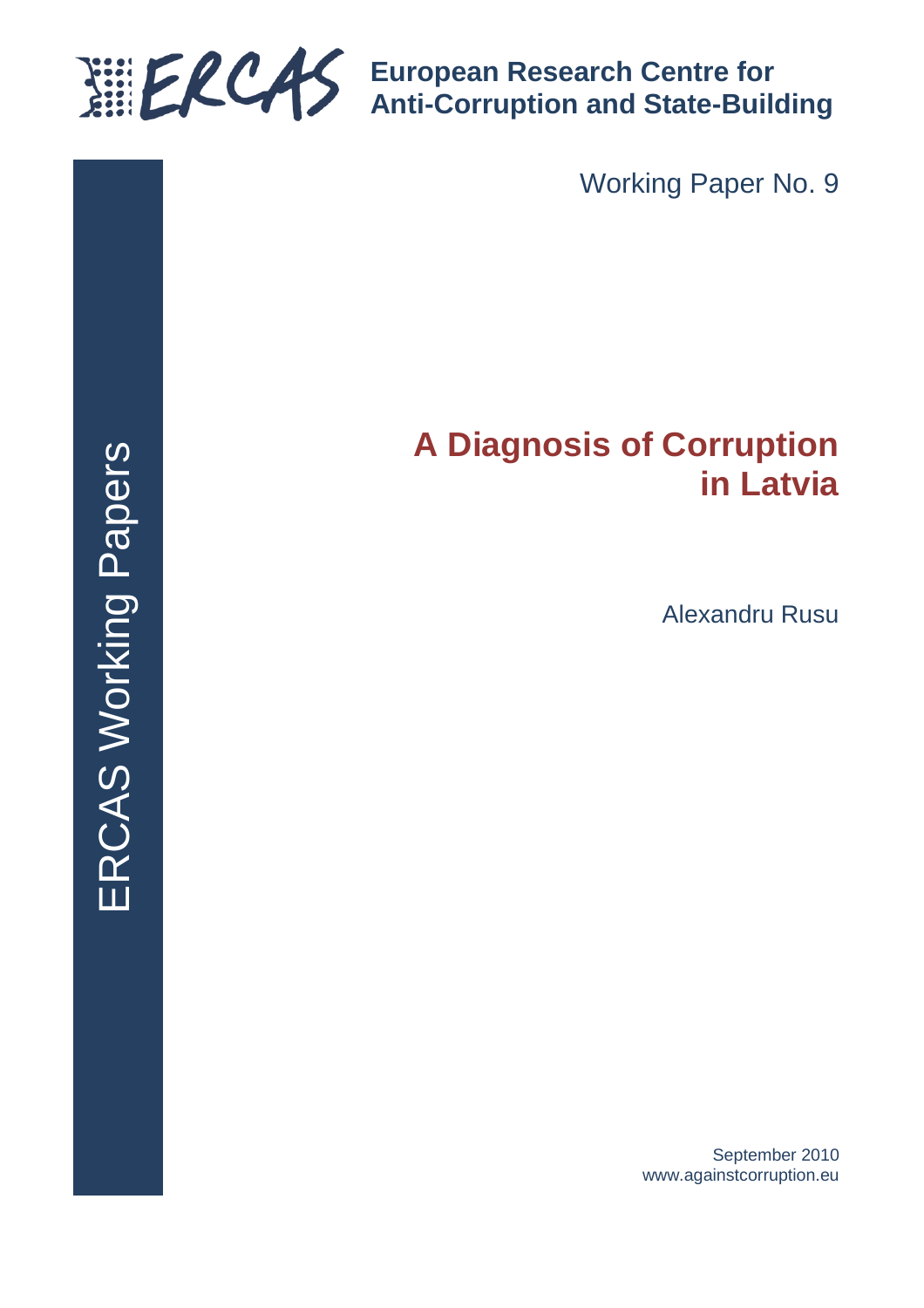**European Research Centre for Anti-Corruption and State-Building**

ERCAS Working Papers

Working Paper No. 9

# A Diagnosis of Corruption in Latvia

Alexandru Rusu

September 2010
www.againstcorruption.eu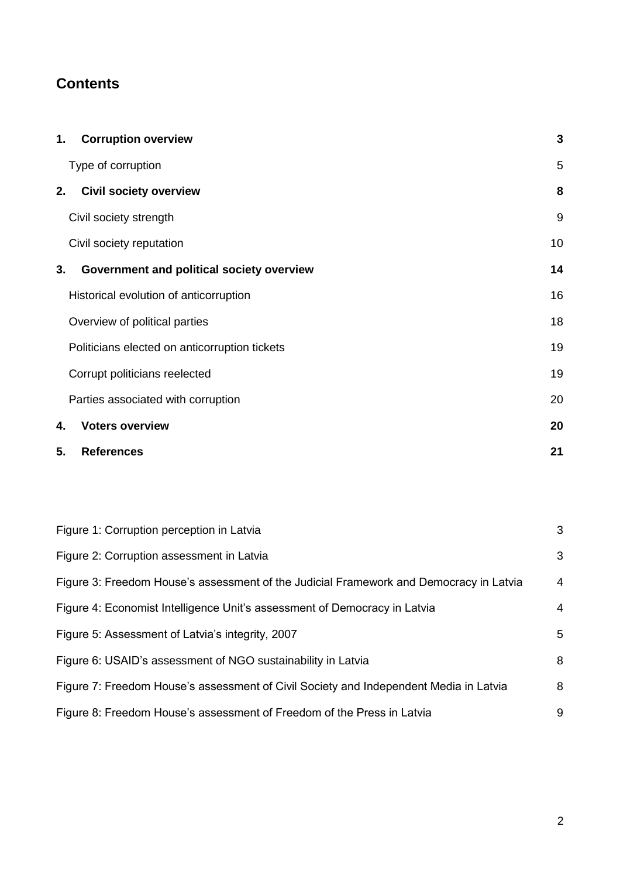## Contents

**1. Corruption overview** **3**

Type of corruption 5

**2. Civil society overview** **8**

Civil society strength 9

Civil society reputation 10

**3. Government and political society overview** **14**

Historical evolution of anticorruption 16

Overview of political parties 18

Politicians elected on anticorruption tickets 19

Corrupt politicians reelected 19

Parties associated with corruption 20

**4. Voters overview** **20**

**5. References** **21**

Figure 1: Corruption perception in Latvia 3

Figure 2: Corruption assessment in Latvia 3

Figure 3: Freedom House's assessment of the Judicial Framework and Democracy in Latvia 4

Figure 4: Economist Intelligence Unit's assessment of Democracy in Latvia 4

Figure 5: Assessment of Latvia's integrity, 2007 5

Figure 6: USAID's assessment of NGO sustainability in Latvia 8

Figure 7: Freedom House's assessment of Civil Society and Independent Media in Latvia 8

Figure 8: Freedom House's assessment of Freedom of the Press in Latvia 9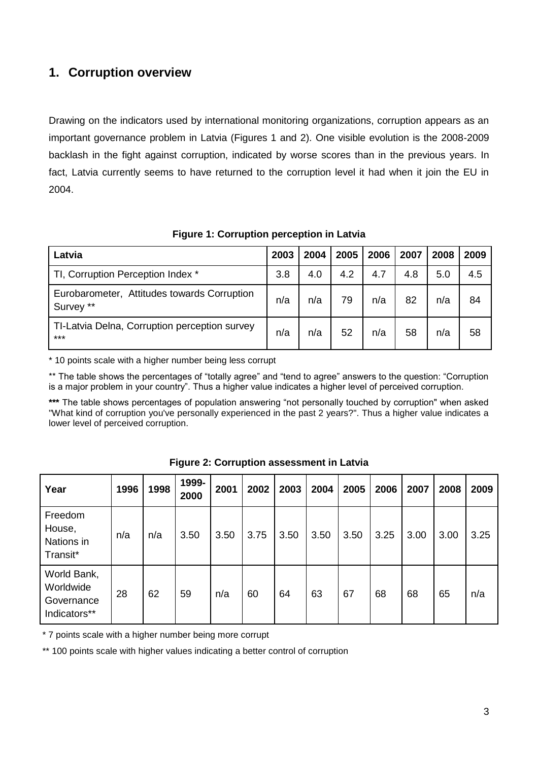## 1. Corruption overview

Drawing on the indicators used by international monitoring organizations, corruption appears as an important governance problem in Latvia (Figures 1 and 2). One visible evolution is the 2008-2009 backlash in the fight against corruption, indicated by worse scores than in the previous years. In fact, Latvia currently seems to have returned to the corruption level it had when it join the EU in 2004.

**Figure 1: Corruption perception in Latvia**

| Latvia | 2003 | 2004 | 2005 | 2006 | 2007 | 2008 | 2009 |
|---|---|---|---|---|---|---|---|
| TI, Corruption Perception Index * | 3.8 | 4.0 | 4.2 | 4.7 | 4.8 | 5.0 | 4.5 |
| Eurobarometer, Attitudes towards Corruption Survey ** | n/a | n/a | 79 | n/a | 82 | n/a | 84 |
| TI-Latvia Delna, Corruption perception survey *** | n/a | n/a | 52 | n/a | 58 | n/a | 58 |

\* 10 points scale with a higher number being less corrupt

** The table shows the percentages of "totally agree" and "tend to agree" answers to the question: "Corruption is a major problem in your country". Thus a higher value indicates a higher level of perceived corruption.

**\*\*\*** The table shows percentages of population answering "not personally touched by corruption" when asked "What kind of corruption you've personally experienced in the past 2 years?". Thus a higher value indicates a lower level of perceived corruption.

**Figure 2: Corruption assessment in Latvia**

| Year | 1996 | 1998 | 1999-2000 | 2001 | 2002 | 2003 | 2004 | 2005 | 2006 | 2007 | 2008 | 2009 |
|---|---|---|---|---|---|---|---|---|---|---|---|---|
| Freedom House, Nations in Transit* | n/a | n/a | 3.50 | 3.50 | 3.75 | 3.50 | 3.50 | 3.50 | 3.25 | 3.00 | 3.00 | 3.25 |
| World Bank, Worldwide Governance Indicators** | 28 | 62 | 59 | n/a | 60 | 64 | 63 | 67 | 68 | 68 | 65 | n/a |

\* 7 points scale with a higher number being more corrupt

** 100 points scale with higher values indicating a better control of corruption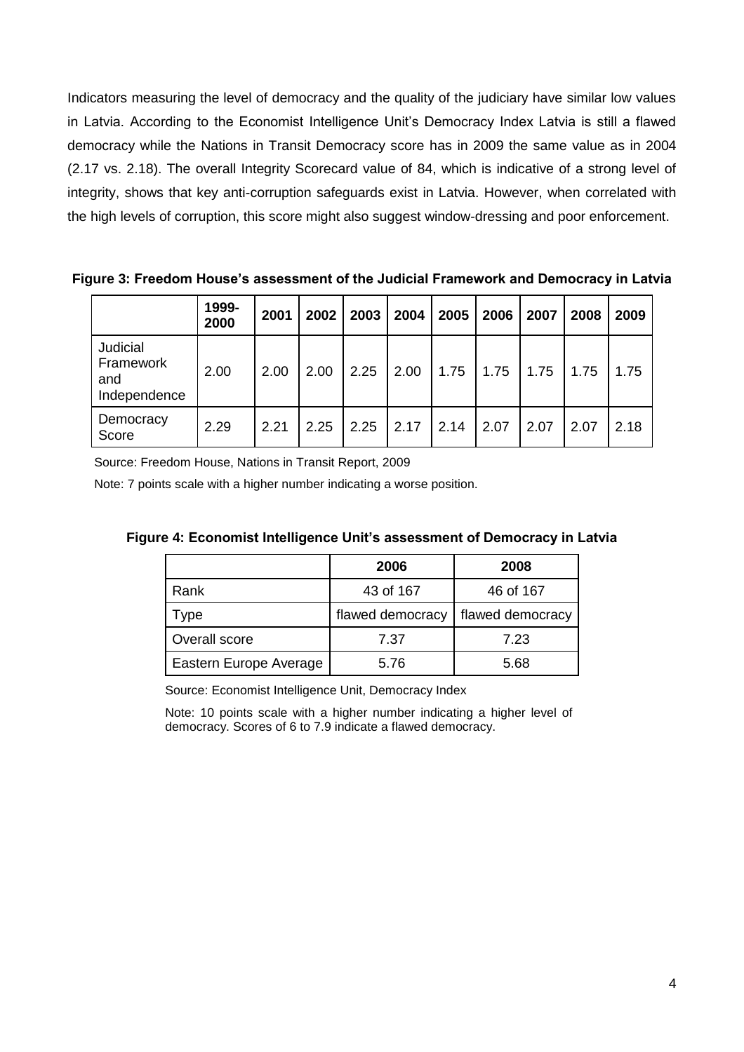Indicators measuring the level of democracy and the quality of the judiciary have similar low values in Latvia. According to the Economist Intelligence Unit's Democracy Index Latvia is still a flawed democracy while the Nations in Transit Democracy score has in 2009 the same value as in 2004 (2.17 vs. 2.18). The overall Integrity Scorecard value of 84, which is indicative of a strong level of integrity, shows that key anti-corruption safeguards exist in Latvia. However, when correlated with the high levels of corruption, this score might also suggest window-dressing and poor enforcement.

**Figure 3: Freedom House's assessment of the Judicial Framework and Democracy in Latvia**

| | 1999-2000 | 2001 | 2002 | 2003 | 2004 | 2005 | 2006 | 2007 | 2008 | 2009 |
|---|---|---|---|---|---|---|---|---|---|---|
| Judicial Framework and Independence | 2.00 | 2.00 | 2.00 | 2.25 | 2.00 | 1.75 | 1.75 | 1.75 | 1.75 | 1.75 |
| Democracy Score | 2.29 | 2.21 | 2.25 | 2.25 | 2.17 | 2.14 | 2.07 | 2.07 | 2.07 | 2.18 |

Source: Freedom House, Nations in Transit Report, 2009

Note: 7 points scale with a higher number indicating a worse position.

**Figure 4: Economist Intelligence Unit's assessment of Democracy in Latvia**

| | 2006 | 2008 |
|---|---|---|
| Rank | 43 of 167 | 46 of 167 |
| Type | flawed democracy | flawed democracy |
| Overall score | 7.37 | 7.23 |
| Eastern Europe Average | 5.76 | 5.68 |

Source: Economist Intelligence Unit, Democracy Index

Note: 10 points scale with a higher number indicating a higher level of democracy. Scores of 6 to 7.9 indicate a flawed democracy.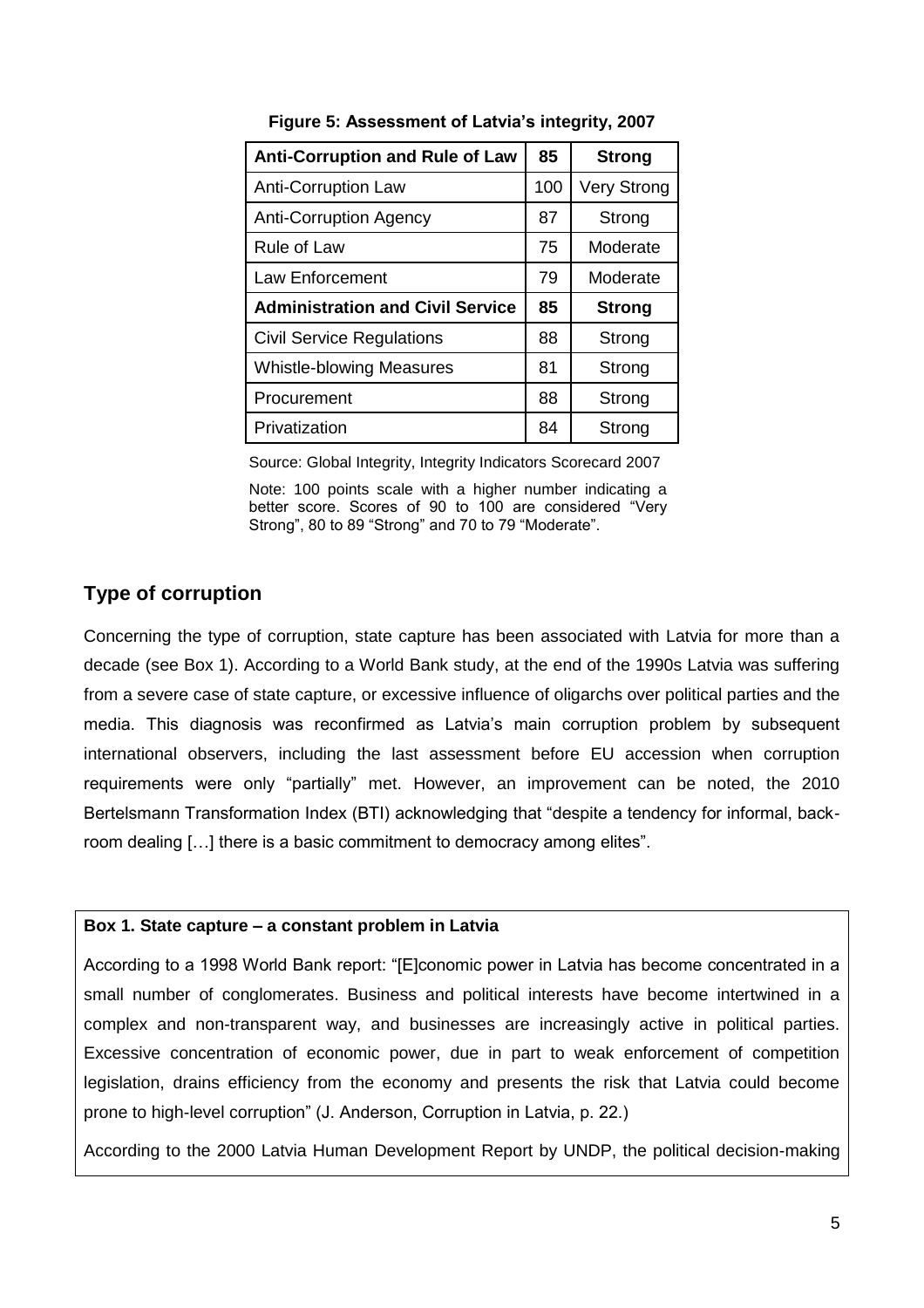**Figure 5: Assessment of Latvia's integrity, 2007**

| **Anti-Corruption and Rule of Law** | **85** | **Strong** |
|---|---|---|
| Anti-Corruption Law | 100 | Very Strong |
| Anti-Corruption Agency | 87 | Strong |
| Rule of Law | 75 | Moderate |
| Law Enforcement | 79 | Moderate |
| **Administration and Civil Service** | **85** | **Strong** |
| Civil Service Regulations | 88 | Strong |
| Whistle-blowing Measures | 81 | Strong |
| Procurement | 88 | Strong |
| Privatization | 84 | Strong |

Source: Global Integrity, Integrity Indicators Scorecard 2007

Note: 100 points scale with a higher number indicating a better score. Scores of 90 to 100 are considered "Very Strong", 80 to 89 "Strong" and 70 to 79 "Moderate".

## Type of corruption

Concerning the type of corruption, state capture has been associated with Latvia for more than a decade (see Box 1). According to a World Bank study, at the end of the 1990s Latvia was suffering from a severe case of state capture, or excessive influence of oligarchs over political parties and the media. This diagnosis was reconfirmed as Latvia's main corruption problem by subsequent international observers, including the last assessment before EU accession when corruption requirements were only "partially" met. However, an improvement can be noted, the 2010 Bertelsmann Transformation Index (BTI) acknowledging that "despite a tendency for informal, back-room dealing […] there is a basic commitment to democracy among elites".

**Box 1. State capture – a constant problem in Latvia**

According to a 1998 World Bank report: "[E]conomic power in Latvia has become concentrated in a small number of conglomerates. Business and political interests have become intertwined in a complex and non-transparent way, and businesses are increasingly active in political parties. Excessive concentration of economic power, due in part to weak enforcement of competition legislation, drains efficiency from the economy and presents the risk that Latvia could become prone to high-level corruption" (J. Anderson, Corruption in Latvia, p. 22.)

According to the 2000 Latvia Human Development Report by UNDP, the political decision-making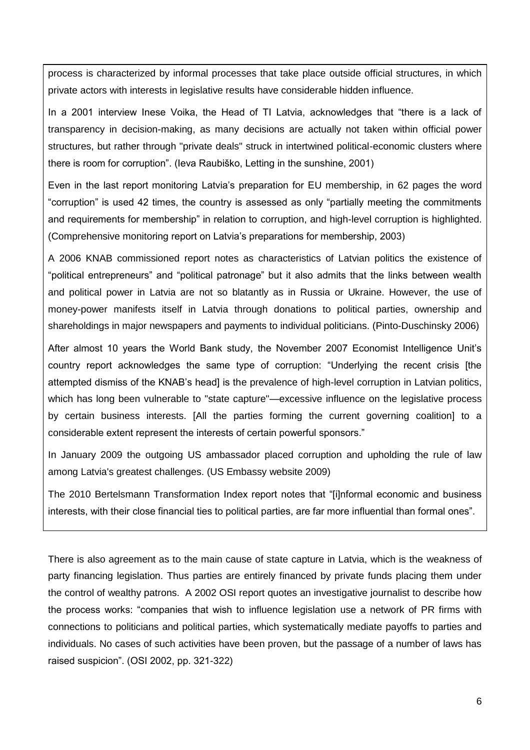process is characterized by informal processes that take place outside official structures, in which private actors with interests in legislative results have considerable hidden influence.

In a 2001 interview Inese Voika, the Head of TI Latvia, acknowledges that "there is a lack of transparency in decision-making, as many decisions are actually not taken within official power structures, but rather through "private deals" struck in intertwined political-economic clusters where there is room for corruption". (Ieva Raubiško, Letting in the sunshine, 2001)

Even in the last report monitoring Latvia's preparation for EU membership, in 62 pages the word "corruption" is used 42 times, the country is assessed as only "partially meeting the commitments and requirements for membership" in relation to corruption, and high-level corruption is highlighted. (Comprehensive monitoring report on Latvia's preparations for membership, 2003)

A 2006 KNAB commissioned report notes as characteristics of Latvian politics the existence of "political entrepreneurs" and "political patronage" but it also admits that the links between wealth and political power in Latvia are not so blatantly as in Russia or Ukraine. However, the use of money-power manifests itself in Latvia through donations to political parties, ownership and shareholdings in major newspapers and payments to individual politicians. (Pinto-Duschinsky 2006)

After almost 10 years the World Bank study, the November 2007 Economist Intelligence Unit's country report acknowledges the same type of corruption: "Underlying the recent crisis [the attempted dismiss of the KNAB's head] is the prevalence of high-level corruption in Latvian politics, which has long been vulnerable to "state capture"—excessive influence on the legislative process by certain business interests. [All the parties forming the current governing coalition] to a considerable extent represent the interests of certain powerful sponsors."

In January 2009 the outgoing US ambassador placed corruption and upholding the rule of law among Latvia's greatest challenges. (US Embassy website 2009)

The 2010 Bertelsmann Transformation Index report notes that "[i]nformal economic and business interests, with their close financial ties to political parties, are far more influential than formal ones".

There is also agreement as to the main cause of state capture in Latvia, which is the weakness of party financing legislation. Thus parties are entirely financed by private funds placing them under the control of wealthy patrons. A 2002 OSI report quotes an investigative journalist to describe how the process works: "companies that wish to influence legislation use a network of PR firms with connections to politicians and political parties, which systematically mediate payoffs to parties and individuals. No cases of such activities have been proven, but the passage of a number of laws has raised suspicion". (OSI 2002, pp. 321-322)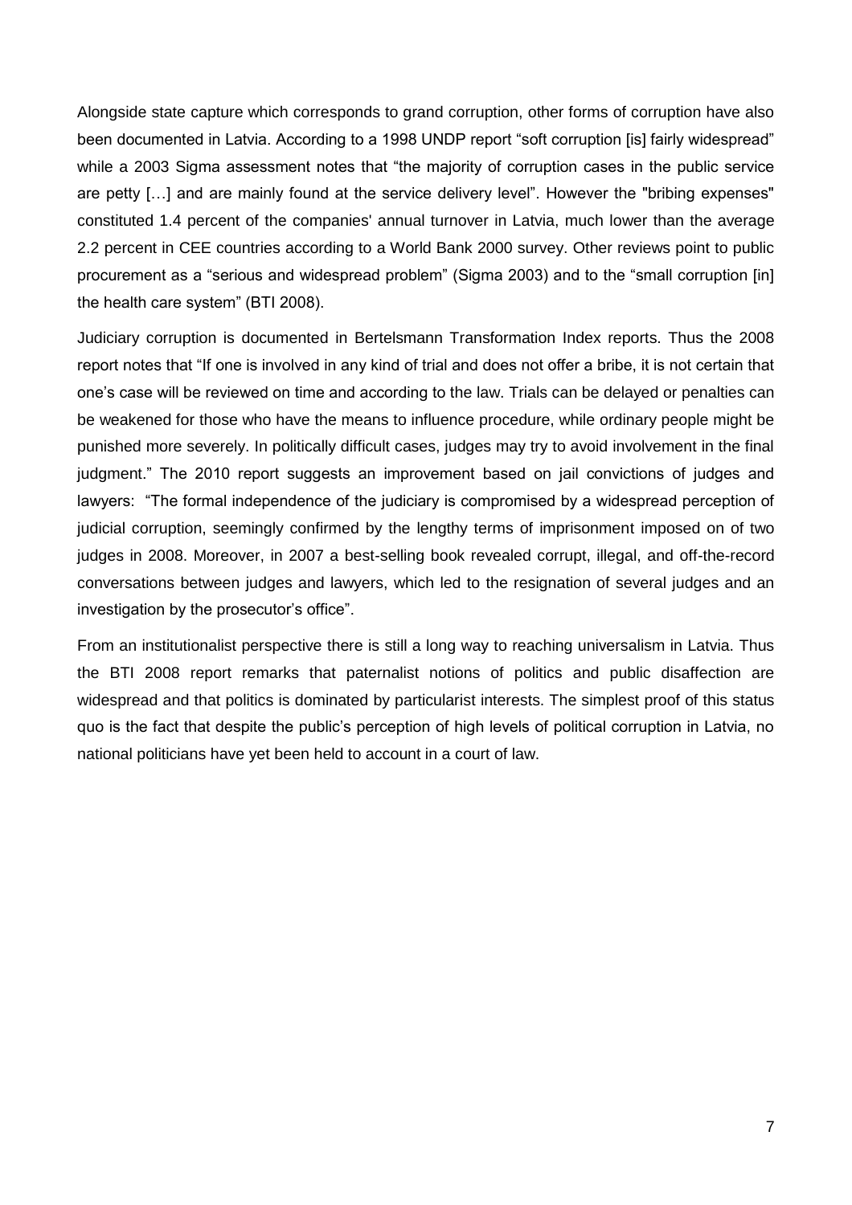Alongside state capture which corresponds to grand corruption, other forms of corruption have also been documented in Latvia. According to a 1998 UNDP report "soft corruption [is] fairly widespread" while a 2003 Sigma assessment notes that "the majority of corruption cases in the public service are petty […] and are mainly found at the service delivery level". However the "bribing expenses" constituted 1.4 percent of the companies' annual turnover in Latvia, much lower than the average 2.2 percent in CEE countries according to a World Bank 2000 survey. Other reviews point to public procurement as a "serious and widespread problem" (Sigma 2003) and to the "small corruption [in] the health care system" (BTI 2008).

Judiciary corruption is documented in Bertelsmann Transformation Index reports. Thus the 2008 report notes that "If one is involved in any kind of trial and does not offer a bribe, it is not certain that one's case will be reviewed on time and according to the law. Trials can be delayed or penalties can be weakened for those who have the means to influence procedure, while ordinary people might be punished more severely. In politically difficult cases, judges may try to avoid involvement in the final judgment." The 2010 report suggests an improvement based on jail convictions of judges and lawyers: "The formal independence of the judiciary is compromised by a widespread perception of judicial corruption, seemingly confirmed by the lengthy terms of imprisonment imposed on of two judges in 2008. Moreover, in 2007 a best-selling book revealed corrupt, illegal, and off-the-record conversations between judges and lawyers, which led to the resignation of several judges and an investigation by the prosecutor's office".

From an institutionalist perspective there is still a long way to reaching universalism in Latvia. Thus the BTI 2008 report remarks that paternalist notions of politics and public disaffection are widespread and that politics is dominated by particularist interests. The simplest proof of this status quo is the fact that despite the public's perception of high levels of political corruption in Latvia, no national politicians have yet been held to account in a court of law.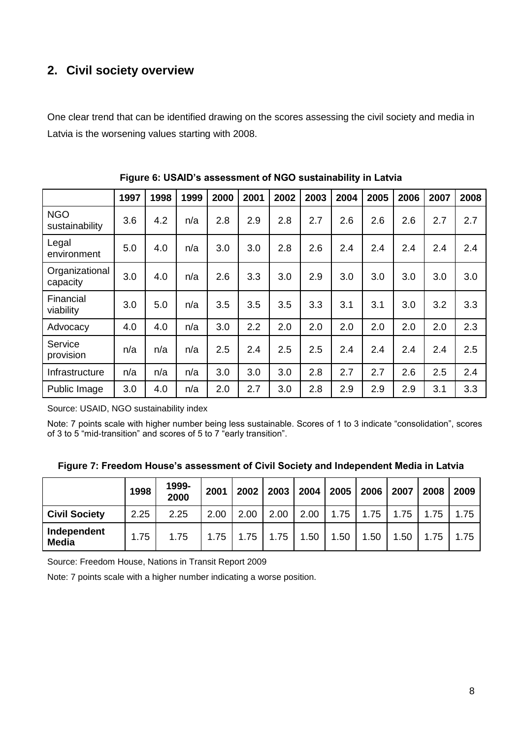## 2. Civil society overview

One clear trend that can be identified drawing on the scores assessing the civil society and media in Latvia is the worsening values starting with 2008.

**Figure 6: USAID's assessment of NGO sustainability in Latvia**

| | 1997 | 1998 | 1999 | 2000 | 2001 | 2002 | 2003 | 2004 | 2005 | 2006 | 2007 | 2008 |
|---|---|---|---|---|---|---|---|---|---|---|---|---|
| NGO sustainability | 3.6 | 4.2 | n/a | 2.8 | 2.9 | 2.8 | 2.7 | 2.6 | 2.6 | 2.6 | 2.7 | 2.7 |
| Legal environment | 5.0 | 4.0 | n/a | 3.0 | 3.0 | 2.8 | 2.6 | 2.4 | 2.4 | 2.4 | 2.4 | 2.4 |
| Organizational capacity | 3.0 | 4.0 | n/a | 2.6 | 3.3 | 3.0 | 2.9 | 3.0 | 3.0 | 3.0 | 3.0 | 3.0 |
| Financial viability | 3.0 | 5.0 | n/a | 3.5 | 3.5 | 3.5 | 3.3 | 3.1 | 3.1 | 3.0 | 3.2 | 3.3 |
| Advocacy | 4.0 | 4.0 | n/a | 3.0 | 2.2 | 2.0 | 2.0 | 2.0 | 2.0 | 2.0 | 2.0 | 2.3 |
| Service provision | n/a | n/a | n/a | 2.5 | 2.4 | 2.5 | 2.5 | 2.4 | 2.4 | 2.4 | 2.4 | 2.5 |
| Infrastructure | n/a | n/a | n/a | 3.0 | 3.0 | 3.0 | 2.8 | 2.7 | 2.7 | 2.6 | 2.5 | 2.4 |
| Public Image | 3.0 | 4.0 | n/a | 2.0 | 2.7 | 3.0 | 2.8 | 2.9 | 2.9 | 2.9 | 3.1 | 3.3 |

Source: USAID, NGO sustainability index

Note: 7 points scale with higher number being less sustainable. Scores of 1 to 3 indicate "consolidation", scores of 3 to 5 "mid-transition" and scores of 5 to 7 "early transition".

**Figure 7: Freedom House's assessment of Civil Society and Independent Media in Latvia**

| | 1998 | 1999-2000 | 2001 | 2002 | 2003 | 2004 | 2005 | 2006 | 2007 | 2008 | 2009 |
|---|---|---|---|---|---|---|---|---|---|---|---|
| **Civil Society** | 2.25 | 2.25 | 2.00 | 2.00 | 2.00 | 2.00 | 1.75 | 1.75 | 1.75 | 1.75 | 1.75 |
| **Independent Media** | 1.75 | 1.75 | 1.75 | 1.75 | 1.75 | 1.50 | 1.50 | 1.50 | 1.50 | 1.75 | 1.75 |

Source: Freedom House, Nations in Transit Report 2009

Note: 7 points scale with a higher number indicating a worse position.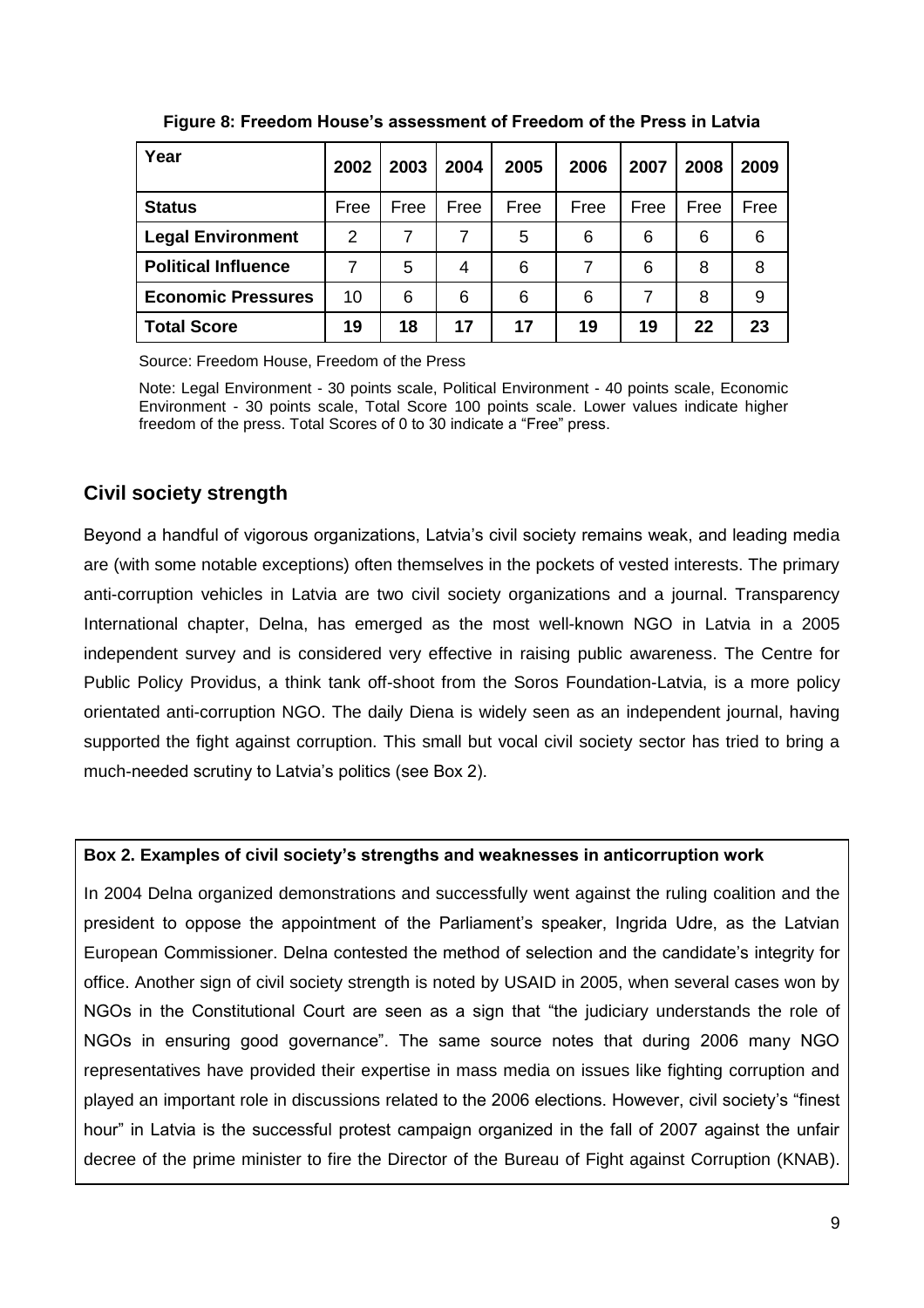**Figure 8: Freedom House's assessment of Freedom of the Press in Latvia**

| Year | 2002 | 2003 | 2004 | 2005 | 2006 | 2007 | 2008 | 2009 |
|---|---|---|---|---|---|---|---|---|
| **Status** | Free | Free | Free | Free | Free | Free | Free | Free |
| **Legal Environment** | 2 | 7 | 7 | 5 | 6 | 6 | 6 | 6 |
| **Political Influence** | 7 | 5 | 4 | 6 | 7 | 6 | 8 | 8 |
| **Economic Pressures** | 10 | 6 | 6 | 6 | 6 | 7 | 8 | 9 |
| **Total Score** | **19** | **18** | **17** | **17** | **19** | **19** | **22** | **23** |

Source: Freedom House, Freedom of the Press

Note: Legal Environment - 30 points scale, Political Environment - 40 points scale, Economic Environment - 30 points scale, Total Score 100 points scale. Lower values indicate higher freedom of the press. Total Scores of 0 to 30 indicate a "Free" press.

## Civil society strength

Beyond a handful of vigorous organizations, Latvia's civil society remains weak, and leading media are (with some notable exceptions) often themselves in the pockets of vested interests. The primary anti-corruption vehicles in Latvia are two civil society organizations and a journal. Transparency International chapter, Delna, has emerged as the most well-known NGO in Latvia in a 2005 independent survey and is considered very effective in raising public awareness. The Centre for Public Policy Providus, a think tank off-shoot from the Soros Foundation-Latvia, is a more policy orientated anti-corruption NGO. The daily Diena is widely seen as an independent journal, having supported the fight against corruption. This small but vocal civil society sector has tried to bring a much-needed scrutiny to Latvia's politics (see Box 2).

**Box 2. Examples of civil society's strengths and weaknesses in anticorruption work**

In 2004 Delna organized demonstrations and successfully went against the ruling coalition and the president to oppose the appointment of the Parliament's speaker, Ingrida Udre, as the Latvian European Commissioner. Delna contested the method of selection and the candidate's integrity for office. Another sign of civil society strength is noted by USAID in 2005, when several cases won by NGOs in the Constitutional Court are seen as a sign that "the judiciary understands the role of NGOs in ensuring good governance". The same source notes that during 2006 many NGO representatives have provided their expertise in mass media on issues like fighting corruption and played an important role in discussions related to the 2006 elections. However, civil society's "finest hour" in Latvia is the successful protest campaign organized in the fall of 2007 against the unfair decree of the prime minister to fire the Director of the Bureau of Fight against Corruption (KNAB).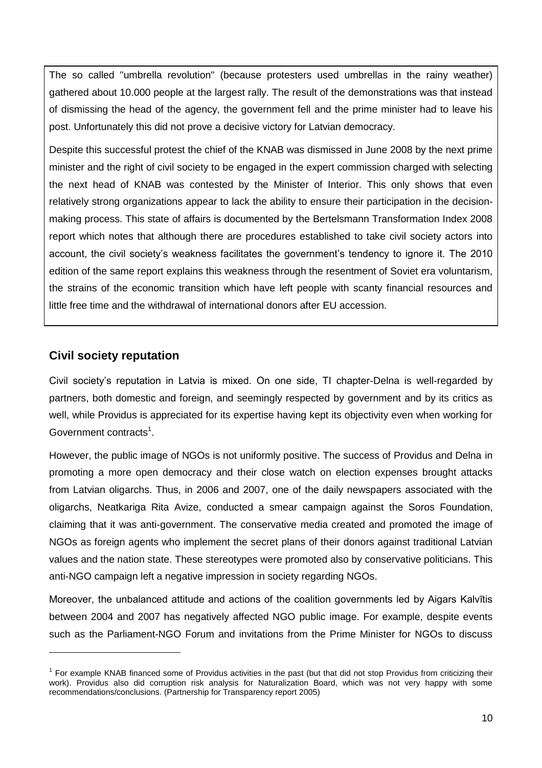The so called "umbrella revolution" (because protesters used umbrellas in the rainy weather) gathered about 10.000 people at the largest rally. The result of the demonstrations was that instead of dismissing the head of the agency, the government fell and the prime minister had to leave his post. Unfortunately this did not prove a decisive victory for Latvian democracy.

Despite this successful protest the chief of the KNAB was dismissed in June 2008 by the next prime minister and the right of civil society to be engaged in the expert commission charged with selecting the next head of KNAB was contested by the Minister of Interior. This only shows that even relatively strong organizations appear to lack the ability to ensure their participation in the decision-making process. This state of affairs is documented by the Bertelsmann Transformation Index 2008 report which notes that although there are procedures established to take civil society actors into account, the civil society's weakness facilitates the government's tendency to ignore it. The 2010 edition of the same report explains this weakness through the resentment of Soviet era voluntarism, the strains of the economic transition which have left people with scanty financial resources and little free time and the withdrawal of international donors after EU accession.

## Civil society reputation

Civil society's reputation in Latvia is mixed. On one side, TI chapter-Delna is well-regarded by partners, both domestic and foreign, and seemingly respected by government and by its critics as well, while Providus is appreciated for its expertise having kept its objectivity even when working for Government contracts[1].

However, the public image of NGOs is not uniformly positive. The success of Providus and Delna in promoting a more open democracy and their close watch on election expenses brought attacks from Latvian oligarchs. Thus, in 2006 and 2007, one of the daily newspapers associated with the oligarchs, Neatkariga Rita Avize, conducted a smear campaign against the Soros Foundation, claiming that it was anti-government. The conservative media created and promoted the image of NGOs as foreign agents who implement the secret plans of their donors against traditional Latvian values and the nation state. These stereotypes were promoted also by conservative politicians. This anti-NGO campaign left a negative impression in society regarding NGOs.

Moreover, the unbalanced attitude and actions of the coalition governments led by Aigars Kalvītis between 2004 and 2007 has negatively affected NGO public image. For example, despite events such as the Parliament-NGO Forum and invitations from the Prime Minister for NGOs to discuss

---

[1] For example KNAB financed some of Providus activities in the past (but that did not stop Providus from criticizing their work). Providus also did corruption risk analysis for Naturalization Board, which was not very happy with some recommendations/conclusions. (Partnership for Transparency report 2005)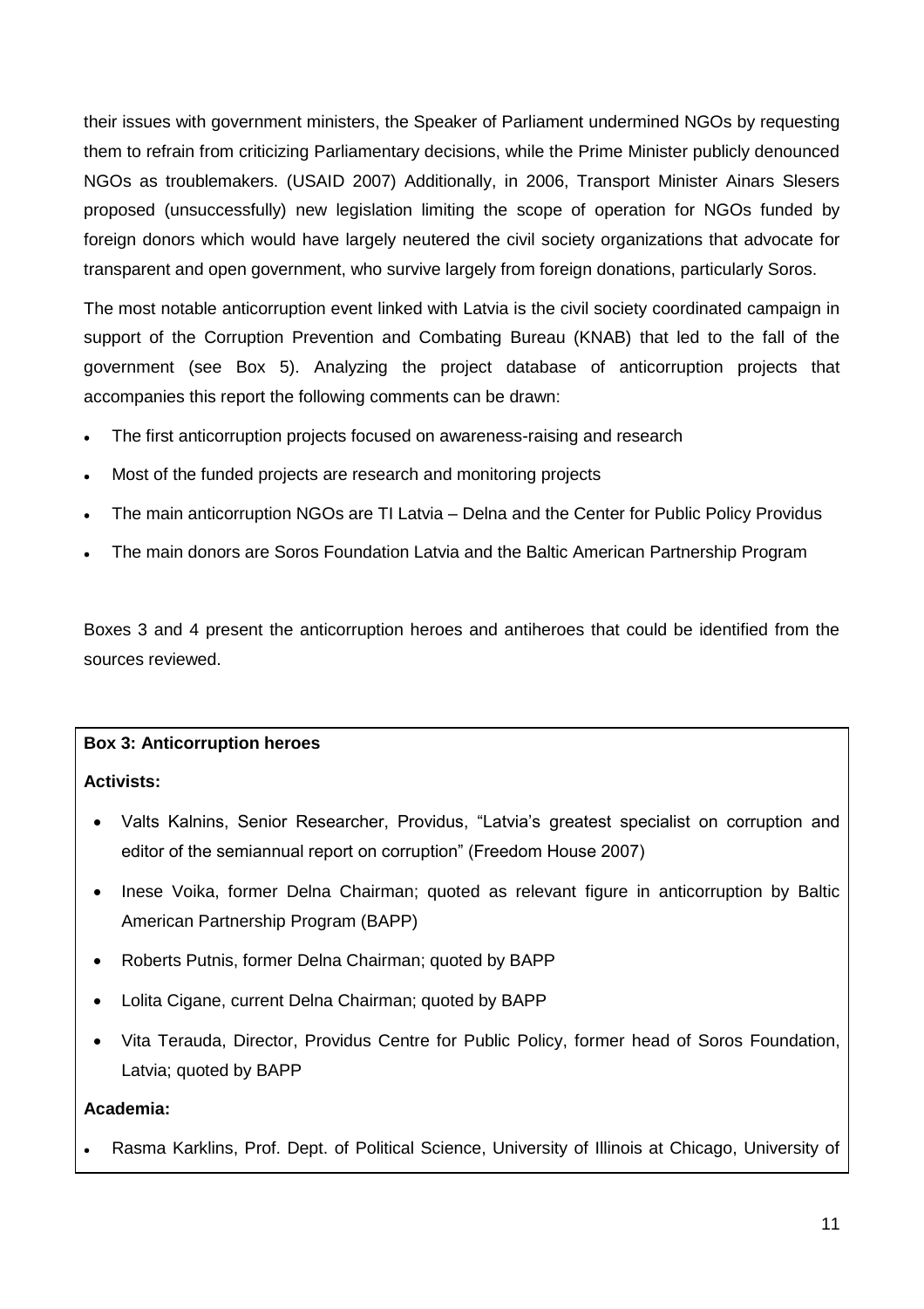their issues with government ministers, the Speaker of Parliament undermined NGOs by requesting them to refrain from criticizing Parliamentary decisions, while the Prime Minister publicly denounced NGOs as troublemakers. (USAID 2007) Additionally, in 2006, Transport Minister Ainars Slesers proposed (unsuccessfully) new legislation limiting the scope of operation for NGOs funded by foreign donors which would have largely neutered the civil society organizations that advocate for transparent and open government, who survive largely from foreign donations, particularly Soros.

The most notable anticorruption event linked with Latvia is the civil society coordinated campaign in support of the Corruption Prevention and Combating Bureau (KNAB) that led to the fall of the government (see Box 5). Analyzing the project database of anticorruption projects that accompanies this report the following comments can be drawn:

- The first anticorruption projects focused on awareness-raising and research
- Most of the funded projects are research and monitoring projects
- The main anticorruption NGOs are TI Latvia – Delna and the Center for Public Policy Providus
- The main donors are Soros Foundation Latvia and the Baltic American Partnership Program

Boxes 3 and 4 present the anticorruption heroes and antiheroes that could be identified from the sources reviewed.

**Box 3: Anticorruption heroes**

**Activists:**

- Valts Kalnins, Senior Researcher, Providus, "Latvia's greatest specialist on corruption and editor of the semiannual report on corruption" (Freedom House 2007)
- Inese Voika, former Delna Chairman; quoted as relevant figure in anticorruption by Baltic American Partnership Program (BAPP)
- Roberts Putnis, former Delna Chairman; quoted by BAPP
- Lolita Cigane, current Delna Chairman; quoted by BAPP
- Vita Terauda, Director, Providus Centre for Public Policy, former head of Soros Foundation, Latvia; quoted by BAPP

**Academia:**

- Rasma Karklins, Prof. Dept. of Political Science, University of Illinois at Chicago, University of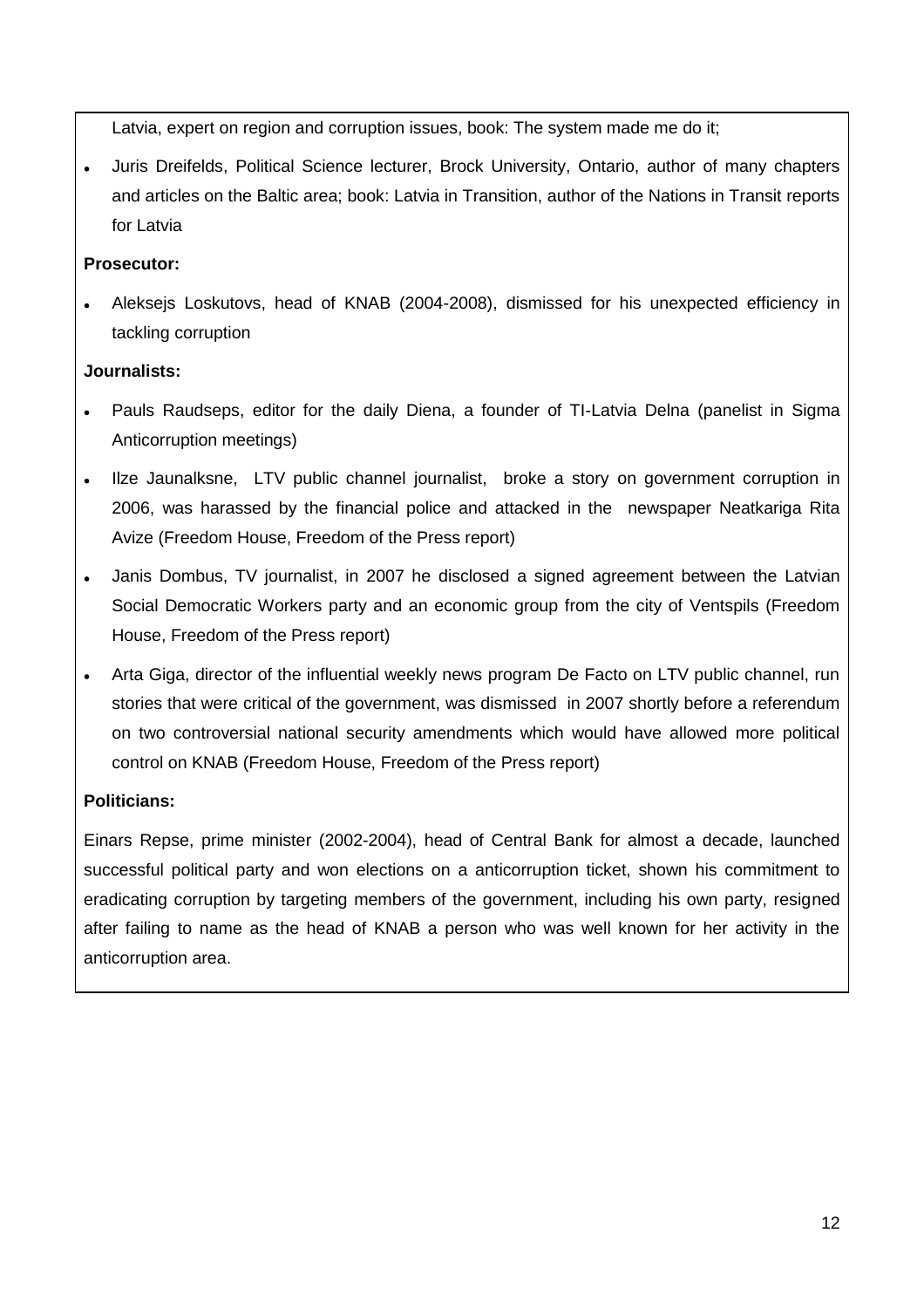Latvia, expert on region and corruption issues, book: The system made me do it;

- Juris Dreifelds, Political Science lecturer, Brock University, Ontario, author of many chapters and articles on the Baltic area; book: Latvia in Transition, author of the Nations in Transit reports for Latvia

**Prosecutor:**

- Aleksejs Loskutovs, head of KNAB (2004-2008), dismissed for his unexpected efficiency in tackling corruption

**Journalists:**

- Pauls Raudseps, editor for the daily Diena, a founder of TI-Latvia Delna (panelist in Sigma Anticorruption meetings)
- Ilze Jaunalksne, LTV public channel journalist, broke a story on government corruption in 2006, was harassed by the financial police and attacked in the newspaper Neatkariga Rita Avize (Freedom House, Freedom of the Press report)
- Janis Dombus, TV journalist, in 2007 he disclosed a signed agreement between the Latvian Social Democratic Workers party and an economic group from the city of Ventspils (Freedom House, Freedom of the Press report)
- Arta Giga, director of the influential weekly news program De Facto on LTV public channel, run stories that were critical of the government, was dismissed in 2007 shortly before a referendum on two controversial national security amendments which would have allowed more political control on KNAB (Freedom House, Freedom of the Press report)

**Politicians:**

Einars Repse, prime minister (2002-2004), head of Central Bank for almost a decade, launched successful political party and won elections on a anticorruption ticket, shown his commitment to eradicating corruption by targeting members of the government, including his own party, resigned after failing to name as the head of KNAB a person who was well known for her activity in the anticorruption area.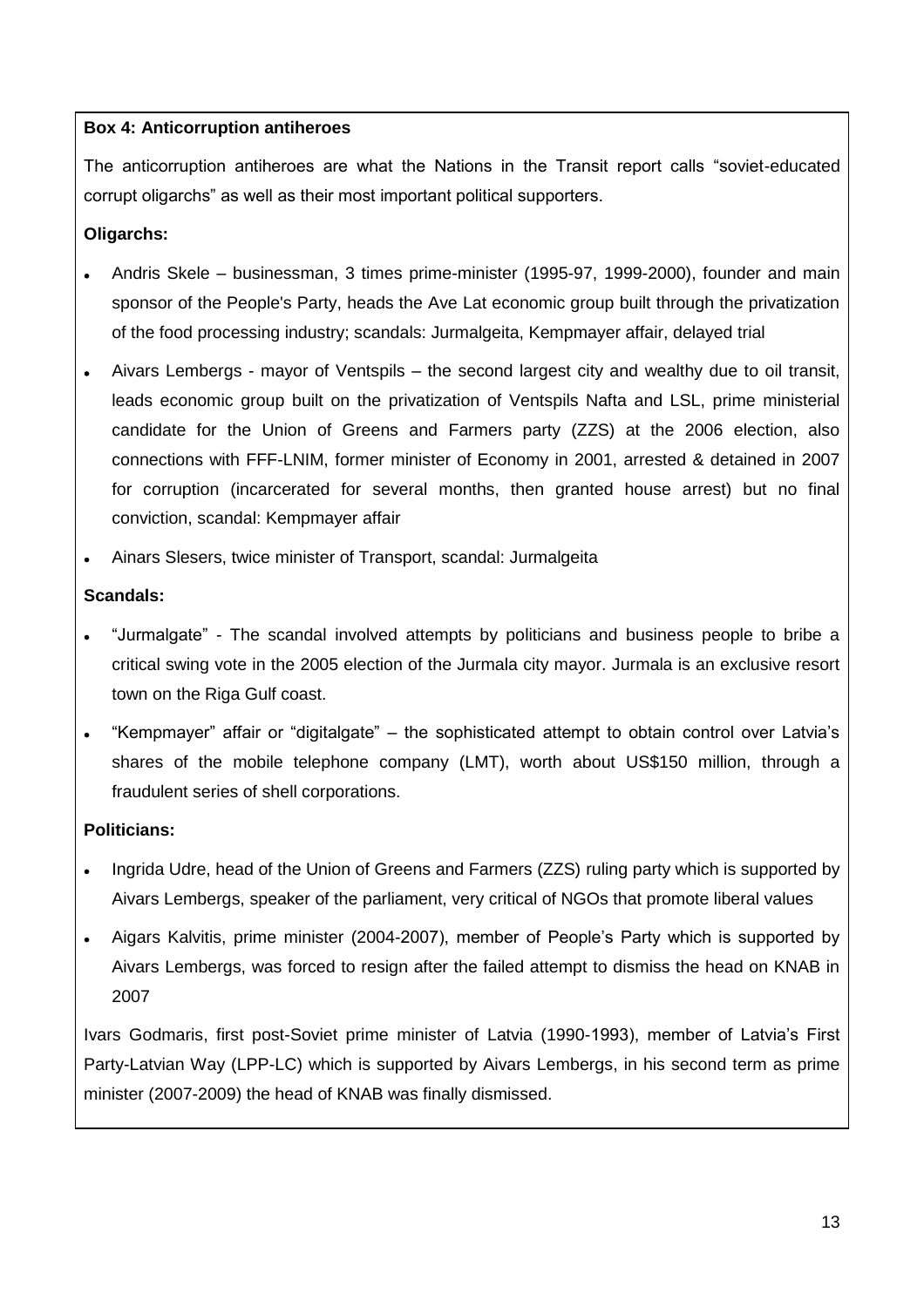**Box 4: Anticorruption antiheroes**

The anticorruption antiheroes are what the Nations in the Transit report calls "soviet-educated corrupt oligarchs" as well as their most important political supporters.

**Oligarchs:**

- Andris Skele – businessman, 3 times prime-minister (1995-97, 1999-2000), founder and main sponsor of the People's Party, heads the Ave Lat economic group built through the privatization of the food processing industry; scandals: Jurmalgeita, Kempmayer affair, delayed trial
- Aivars Lembergs - mayor of Ventspils – the second largest city and wealthy due to oil transit, leads economic group built on the privatization of Ventspils Nafta and LSL, prime ministerial candidate for the Union of Greens and Farmers party (ZZS) at the 2006 election, also connections with FFF-LNIM, former minister of Economy in 2001, arrested & detained in 2007 for corruption (incarcerated for several months, then granted house arrest) but no final conviction, scandal: Kempmayer affair
- Ainars Slesers, twice minister of Transport, scandal: Jurmalgeita

**Scandals:**

- "Jurmalgate" - The scandal involved attempts by politicians and business people to bribe a critical swing vote in the 2005 election of the Jurmala city mayor. Jurmala is an exclusive resort town on the Riga Gulf coast.
- "Kempmayer" affair or "digitalgate" – the sophisticated attempt to obtain control over Latvia's shares of the mobile telephone company (LMT), worth about US$150 million, through a fraudulent series of shell corporations.

**Politicians:**

- Ingrida Udre, head of the Union of Greens and Farmers (ZZS) ruling party which is supported by Aivars Lembergs, speaker of the parliament, very critical of NGOs that promote liberal values
- Aigars Kalvitis, prime minister (2004-2007), member of People's Party which is supported by Aivars Lembergs, was forced to resign after the failed attempt to dismiss the head on KNAB in 2007

Ivars Godmaris, first post-Soviet prime minister of Latvia (1990-1993), member of Latvia's First Party-Latvian Way (LPP-LC) which is supported by Aivars Lembergs, in his second term as prime minister (2007-2009) the head of KNAB was finally dismissed.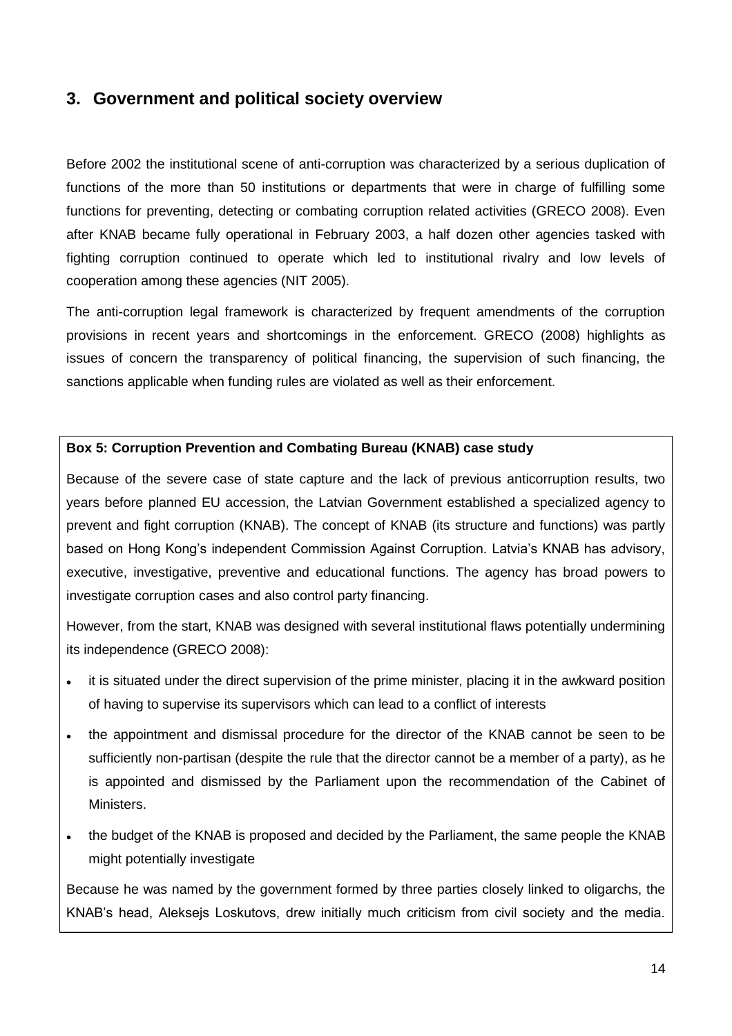## 3. Government and political society overview

Before 2002 the institutional scene of anti-corruption was characterized by a serious duplication of functions of the more than 50 institutions or departments that were in charge of fulfilling some functions for preventing, detecting or combating corruption related activities (GRECO 2008). Even after KNAB became fully operational in February 2003, a half dozen other agencies tasked with fighting corruption continued to operate which led to institutional rivalry and low levels of cooperation among these agencies (NIT 2005).

The anti-corruption legal framework is characterized by frequent amendments of the corruption provisions in recent years and shortcomings in the enforcement. GRECO (2008) highlights as issues of concern the transparency of political financing, the supervision of such financing, the sanctions applicable when funding rules are violated as well as their enforcement.

**Box 5: Corruption Prevention and Combating Bureau (KNAB) case study**

Because of the severe case of state capture and the lack of previous anticorruption results, two years before planned EU accession, the Latvian Government established a specialized agency to prevent and fight corruption (KNAB). The concept of KNAB (its structure and functions) was partly based on Hong Kong's independent Commission Against Corruption. Latvia's KNAB has advisory, executive, investigative, preventive and educational functions. The agency has broad powers to investigate corruption cases and also control party financing.

However, from the start, KNAB was designed with several institutional flaws potentially undermining its independence (GRECO 2008):

- it is situated under the direct supervision of the prime minister, placing it in the awkward position of having to supervise its supervisors which can lead to a conflict of interests
- the appointment and dismissal procedure for the director of the KNAB cannot be seen to be sufficiently non-partisan (despite the rule that the director cannot be a member of a party), as he is appointed and dismissed by the Parliament upon the recommendation of the Cabinet of Ministers.
- the budget of the KNAB is proposed and decided by the Parliament, the same people the KNAB might potentially investigate

Because he was named by the government formed by three parties closely linked to oligarchs, the KNAB's head, Aleksejs Loskutovs, drew initially much criticism from civil society and the media.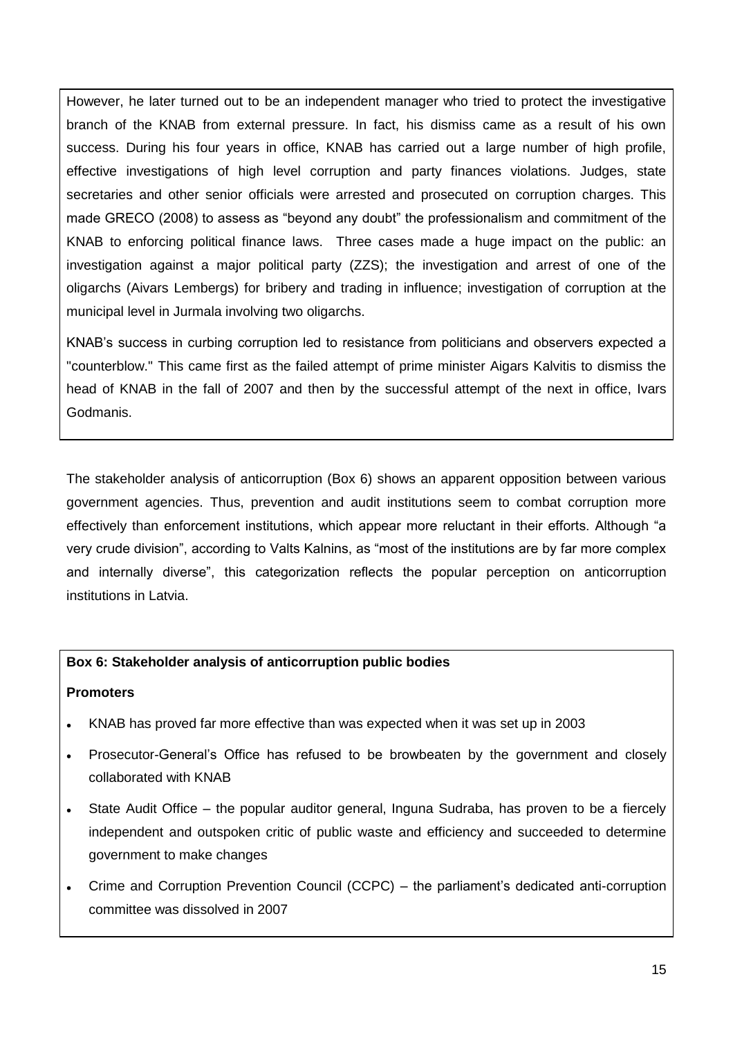However, he later turned out to be an independent manager who tried to protect the investigative branch of the KNAB from external pressure. In fact, his dismiss came as a result of his own success. During his four years in office, KNAB has carried out a large number of high profile, effective investigations of high level corruption and party finances violations. Judges, state secretaries and other senior officials were arrested and prosecuted on corruption charges. This made GRECO (2008) to assess as "beyond any doubt" the professionalism and commitment of the KNAB to enforcing political finance laws. Three cases made a huge impact on the public: an investigation against a major political party (ZZS); the investigation and arrest of one of the oligarchs (Aivars Lembergs) for bribery and trading in influence; investigation of corruption at the municipal level in Jurmala involving two oligarchs.

KNAB's success in curbing corruption led to resistance from politicians and observers expected a "counterblow." This came first as the failed attempt of prime minister Aigars Kalvitis to dismiss the head of KNAB in the fall of 2007 and then by the successful attempt of the next in office, Ivars Godmanis.

The stakeholder analysis of anticorruption (Box 6) shows an apparent opposition between various government agencies. Thus, prevention and audit institutions seem to combat corruption more effectively than enforcement institutions, which appear more reluctant in their efforts. Although "a very crude division", according to Valts Kalnins, as "most of the institutions are by far more complex and internally diverse", this categorization reflects the popular perception on anticorruption institutions in Latvia.

**Box 6: Stakeholder analysis of anticorruption public bodies**

**Promoters**

- KNAB has proved far more effective than was expected when it was set up in 2003
- Prosecutor-General's Office has refused to be browbeaten by the government and closely collaborated with KNAB
- State Audit Office – the popular auditor general, Inguna Sudraba, has proven to be a fiercely independent and outspoken critic of public waste and efficiency and succeeded to determine government to make changes
- Crime and Corruption Prevention Council (CCPC) – the parliament's dedicated anti-corruption committee was dissolved in 2007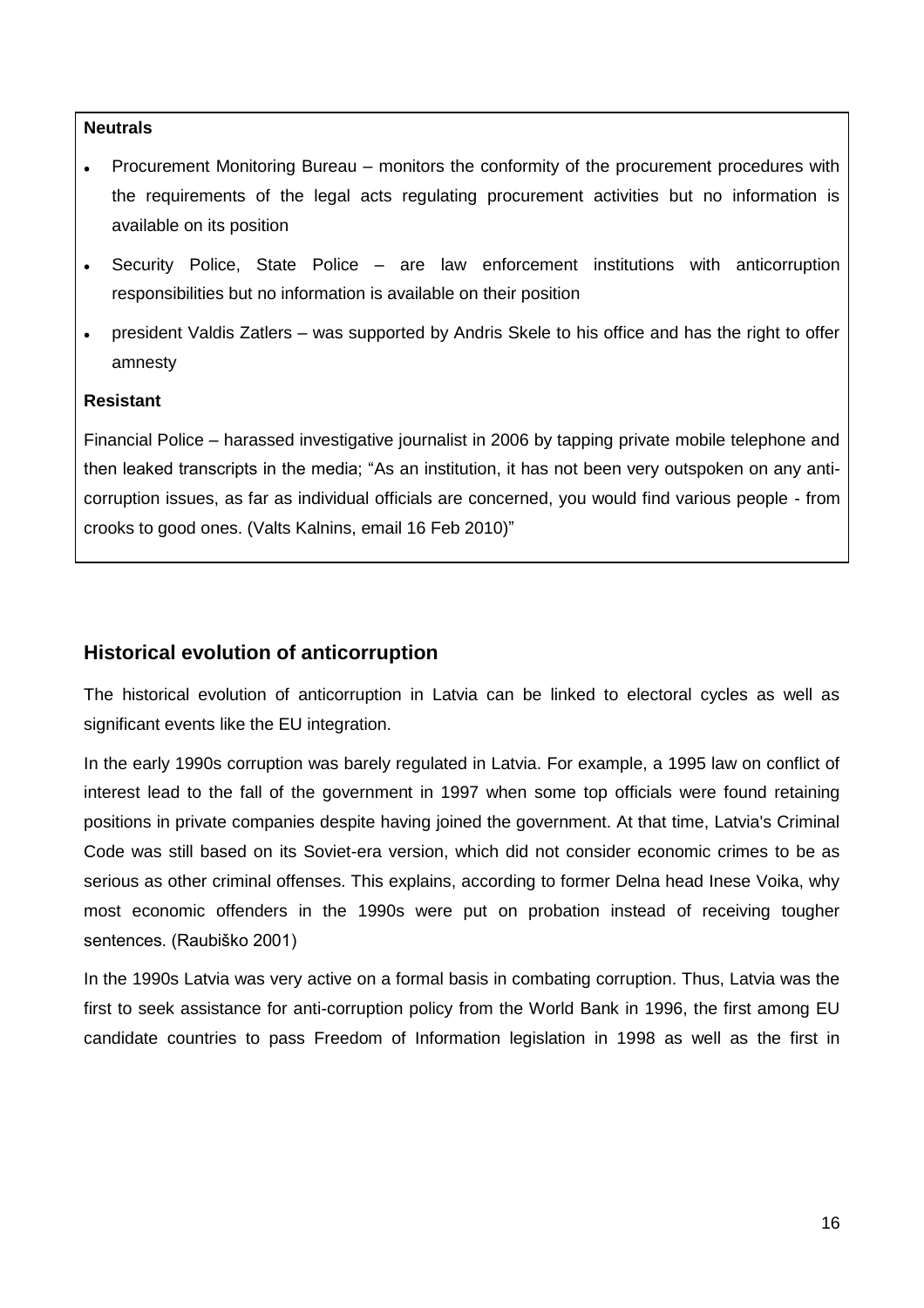**Neutrals**

- Procurement Monitoring Bureau – monitors the conformity of the procurement procedures with the requirements of the legal acts regulating procurement activities but no information is available on its position
- Security Police, State Police – are law enforcement institutions with anticorruption responsibilities but no information is available on their position
- president Valdis Zatlers – was supported by Andris Skele to his office and has the right to offer amnesty

**Resistant**

Financial Police – harassed investigative journalist in 2006 by tapping private mobile telephone and then leaked transcripts in the media; "As an institution, it has not been very outspoken on any anti-corruption issues, as far as individual officials are concerned, you would find various people - from crooks to good ones. (Valts Kalnins, email 16 Feb 2010)"

## Historical evolution of anticorruption

The historical evolution of anticorruption in Latvia can be linked to electoral cycles as well as significant events like the EU integration.

In the early 1990s corruption was barely regulated in Latvia. For example, a 1995 law on conflict of interest lead to the fall of the government in 1997 when some top officials were found retaining positions in private companies despite having joined the government. At that time, Latvia's Criminal Code was still based on its Soviet-era version, which did not consider economic crimes to be as serious as other criminal offenses. This explains, according to former Delna head Inese Voika, why most economic offenders in the 1990s were put on probation instead of receiving tougher sentences. (Raubiško 2001)

In the 1990s Latvia was very active on a formal basis in combating corruption. Thus, Latvia was the first to seek assistance for anti-corruption policy from the World Bank in 1996, the first among EU candidate countries to pass Freedom of Information legislation in 1998 as well as the first in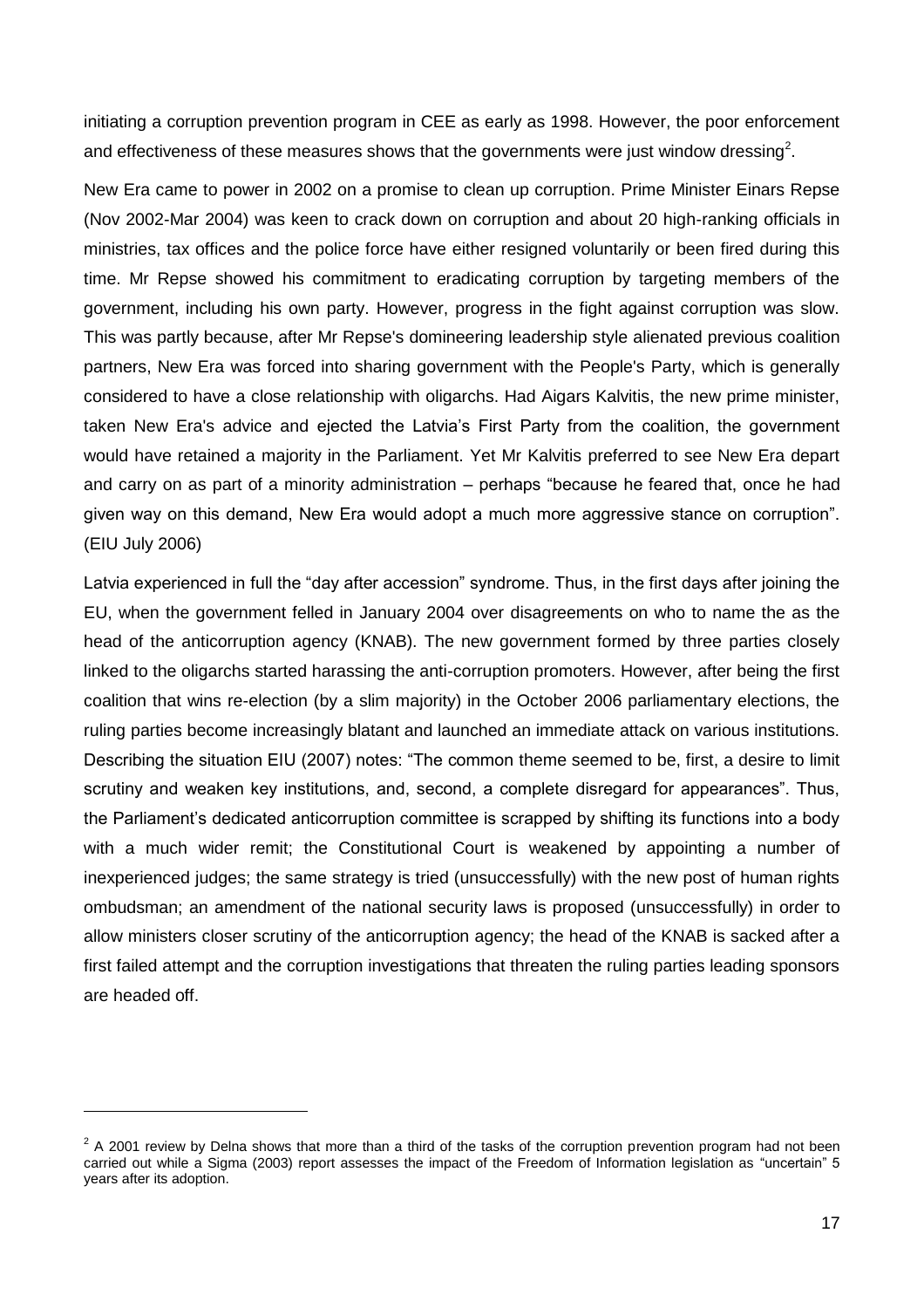initiating a corruption prevention program in CEE as early as 1998. However, the poor enforcement and effectiveness of these measures shows that the governments were just window dressing[2].

New Era came to power in 2002 on a promise to clean up corruption. Prime Minister Einars Repse (Nov 2002-Mar 2004) was keen to crack down on corruption and about 20 high-ranking officials in ministries, tax offices and the police force have either resigned voluntarily or been fired during this time. Mr Repse showed his commitment to eradicating corruption by targeting members of the government, including his own party. However, progress in the fight against corruption was slow. This was partly because, after Mr Repse's domineering leadership style alienated previous coalition partners, New Era was forced into sharing government with the People's Party, which is generally considered to have a close relationship with oligarchs. Had Aigars Kalvitis, the new prime minister, taken New Era's advice and ejected the Latvia's First Party from the coalition, the government would have retained a majority in the Parliament. Yet Mr Kalvitis preferred to see New Era depart and carry on as part of a minority administration – perhaps "because he feared that, once he had given way on this demand, New Era would adopt a much more aggressive stance on corruption". (EIU July 2006)

Latvia experienced in full the "day after accession" syndrome. Thus, in the first days after joining the EU, when the government felled in January 2004 over disagreements on who to name the as the head of the anticorruption agency (KNAB). The new government formed by three parties closely linked to the oligarchs started harassing the anti-corruption promoters. However, after being the first coalition that wins re-election (by a slim majority) in the October 2006 parliamentary elections, the ruling parties become increasingly blatant and launched an immediate attack on various institutions. Describing the situation EIU (2007) notes: "The common theme seemed to be, first, a desire to limit scrutiny and weaken key institutions, and, second, a complete disregard for appearances". Thus, the Parliament's dedicated anticorruption committee is scrapped by shifting its functions into a body with a much wider remit; the Constitutional Court is weakened by appointing a number of inexperienced judges; the same strategy is tried (unsuccessfully) with the new post of human rights ombudsman; an amendment of the national security laws is proposed (unsuccessfully) in order to allow ministers closer scrutiny of the anticorruption agency; the head of the KNAB is sacked after a first failed attempt and the corruption investigations that threaten the ruling parties leading sponsors are headed off.

---

[2] A 2001 review by Delna shows that more than a third of the tasks of the corruption prevention program had not been carried out while a Sigma (2003) report assesses the impact of the Freedom of Information legislation as "uncertain" 5 years after its adoption.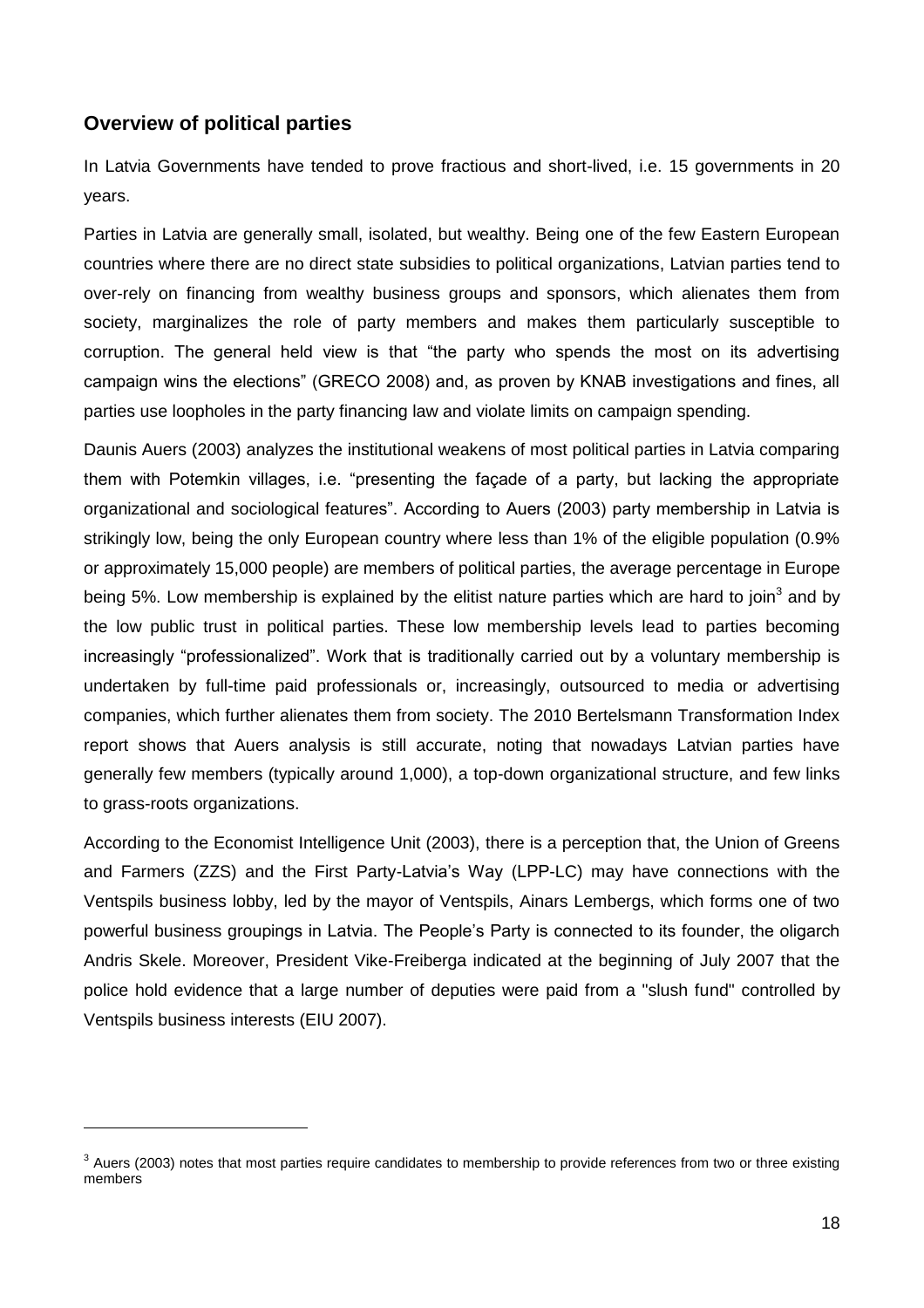## Overview of political parties

In Latvia Governments have tended to prove fractious and short-lived, i.e. 15 governments in 20 years.

Parties in Latvia are generally small, isolated, but wealthy. Being one of the few Eastern European countries where there are no direct state subsidies to political organizations, Latvian parties tend to over-rely on financing from wealthy business groups and sponsors, which alienates them from society, marginalizes the role of party members and makes them particularly susceptible to corruption. The general held view is that "the party who spends the most on its advertising campaign wins the elections" (GRECO 2008) and, as proven by KNAB investigations and fines, all parties use loopholes in the party financing law and violate limits on campaign spending.

Daunis Auers (2003) analyzes the institutional weakens of most political parties in Latvia comparing them with Potemkin villages, i.e. "presenting the façade of a party, but lacking the appropriate organizational and sociological features". According to Auers (2003) party membership in Latvia is strikingly low, being the only European country where less than 1% of the eligible population (0.9% or approximately 15,000 people) are members of political parties, the average percentage in Europe being 5%. Low membership is explained by the elitist nature parties which are hard to join[3] and by the low public trust in political parties. These low membership levels lead to parties becoming increasingly "professionalized". Work that is traditionally carried out by a voluntary membership is undertaken by full-time paid professionals or, increasingly, outsourced to media or advertising companies, which further alienates them from society. The 2010 Bertelsmann Transformation Index report shows that Auers analysis is still accurate, noting that nowadays Latvian parties have generally few members (typically around 1,000), a top-down organizational structure, and few links to grass-roots organizations.

According to the Economist Intelligence Unit (2003), there is a perception that, the Union of Greens and Farmers (ZZS) and the First Party-Latvia's Way (LPP-LC) may have connections with the Ventspils business lobby, led by the mayor of Ventspils, Ainars Lembergs, which forms one of two powerful business groupings in Latvia. The People's Party is connected to its founder, the oligarch Andris Skele. Moreover, President Vike-Freiberga indicated at the beginning of July 2007 that the police hold evidence that a large number of deputies were paid from a "slush fund" controlled by Ventspils business interests (EIU 2007).

[3] Auers (2003) notes that most parties require candidates to membership to provide references from two or three existing members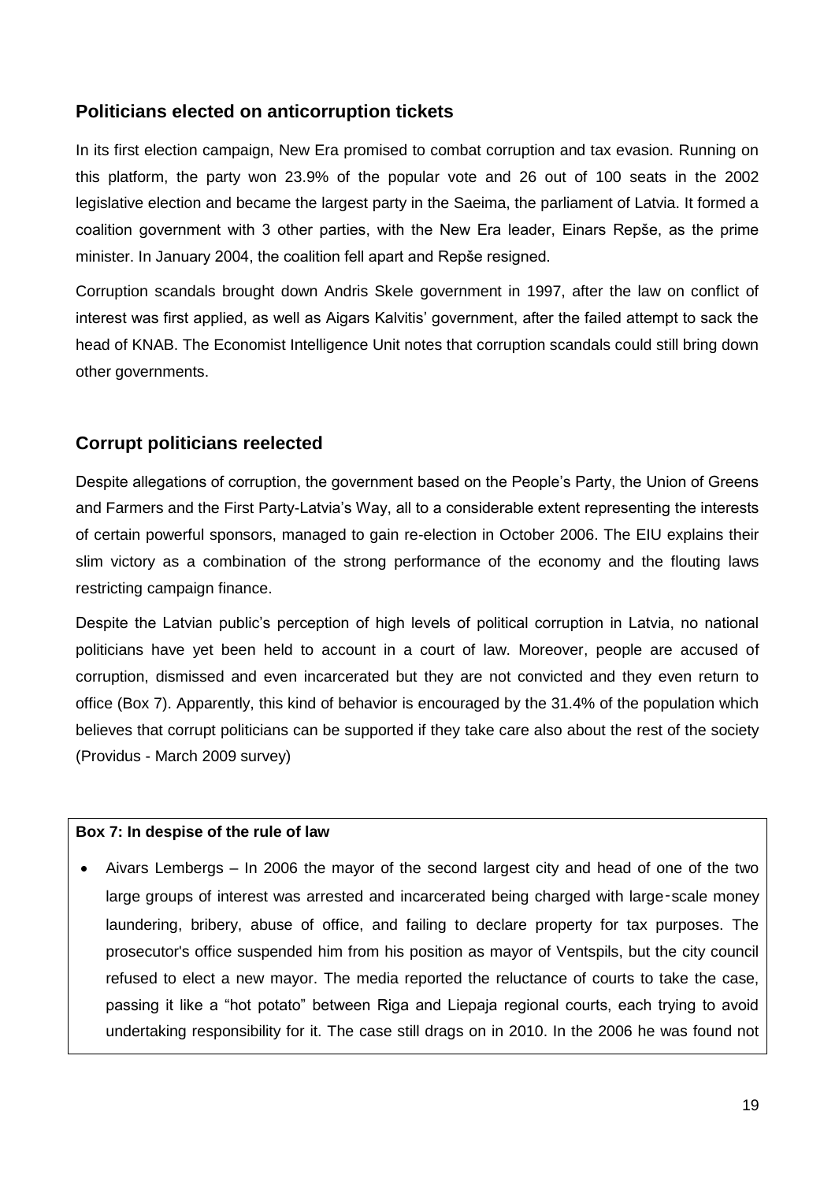## Politicians elected on anticorruption tickets

In its first election campaign, New Era promised to combat corruption and tax evasion. Running on this platform, the party won 23.9% of the popular vote and 26 out of 100 seats in the 2002 legislative election and became the largest party in the Saeima, the parliament of Latvia. It formed a coalition government with 3 other parties, with the New Era leader, Einars Repše, as the prime minister. In January 2004, the coalition fell apart and Repše resigned.

Corruption scandals brought down Andris Skele government in 1997, after the law on conflict of interest was first applied, as well as Aigars Kalvitis' government, after the failed attempt to sack the head of KNAB. The Economist Intelligence Unit notes that corruption scandals could still bring down other governments.

## Corrupt politicians reelected

Despite allegations of corruption, the government based on the People's Party, the Union of Greens and Farmers and the First Party-Latvia's Way, all to a considerable extent representing the interests of certain powerful sponsors, managed to gain re-election in October 2006. The EIU explains their slim victory as a combination of the strong performance of the economy and the flouting laws restricting campaign finance.

Despite the Latvian public's perception of high levels of political corruption in Latvia, no national politicians have yet been held to account in a court of law. Moreover, people are accused of corruption, dismissed and even incarcerated but they are not convicted and they even return to office (Box 7). Apparently, this kind of behavior is encouraged by the 31.4% of the population which believes that corrupt politicians can be supported if they take care also about the rest of the society (Providus - March 2009 survey)

**Box 7: In despise of the rule of law**

- Aivars Lembergs – In 2006 the mayor of the second largest city and head of one of the two large groups of interest was arrested and incarcerated being charged with large-scale money laundering, bribery, abuse of office, and failing to declare property for tax purposes. The prosecutor's office suspended him from his position as mayor of Ventspils, but the city council refused to elect a new mayor. The media reported the reluctance of courts to take the case, passing it like a "hot potato" between Riga and Liepaja regional courts, each trying to avoid undertaking responsibility for it. The case still drags on in 2010. In the 2006 he was found not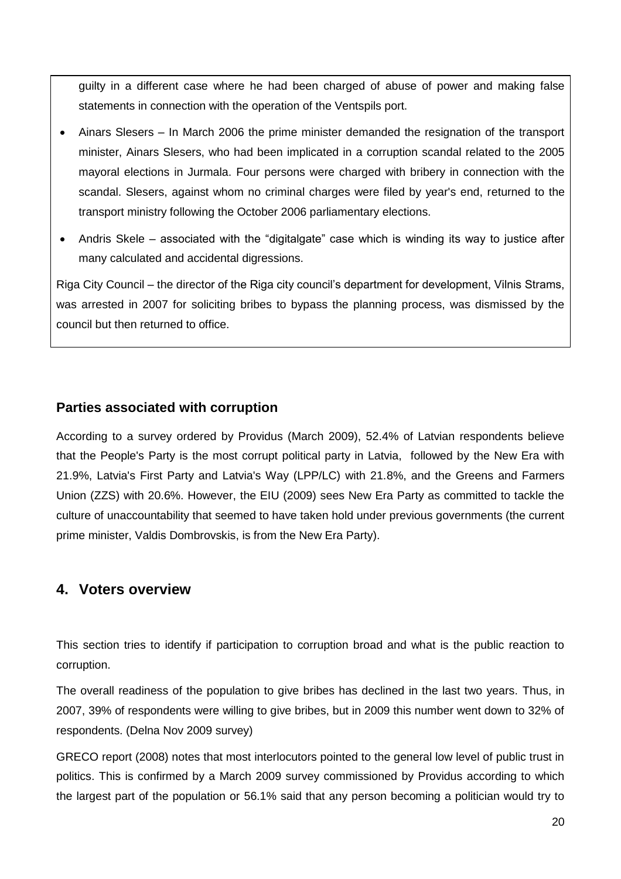guilty in a different case where he had been charged of abuse of power and making false statements in connection with the operation of the Ventspils port.

- Ainars Slesers – In March 2006 the prime minister demanded the resignation of the transport minister, Ainars Slesers, who had been implicated in a corruption scandal related to the 2005 mayoral elections in Jurmala. Four persons were charged with bribery in connection with the scandal. Slesers, against whom no criminal charges were filed by year's end, returned to the transport ministry following the October 2006 parliamentary elections.
- Andris Skele – associated with the "digitalgate" case which is winding its way to justice after many calculated and accidental digressions.

Riga City Council – the director of the Riga city council's department for development, Vilnis Strams, was arrested in 2007 for soliciting bribes to bypass the planning process, was dismissed by the council but then returned to office.

### Parties associated with corruption

According to a survey ordered by Providus (March 2009), 52.4% of Latvian respondents believe that the People's Party is the most corrupt political party in Latvia, followed by the New Era with 21.9%, Latvia's First Party and Latvia's Way (LPP/LC) with 21.8%, and the Greens and Farmers Union (ZZS) with 20.6%. However, the EIU (2009) sees New Era Party as committed to tackle the culture of unaccountability that seemed to have taken hold under previous governments (the current prime minister, Valdis Dombrovskis, is from the New Era Party).

## 4. Voters overview

This section tries to identify if participation to corruption broad and what is the public reaction to corruption.

The overall readiness of the population to give bribes has declined in the last two years. Thus, in 2007, 39% of respondents were willing to give bribes, but in 2009 this number went down to 32% of respondents. (Delna Nov 2009 survey)

GRECO report (2008) notes that most interlocutors pointed to the general low level of public trust in politics. This is confirmed by a March 2009 survey commissioned by Providus according to which the largest part of the population or 56.1% said that any person becoming a politician would try to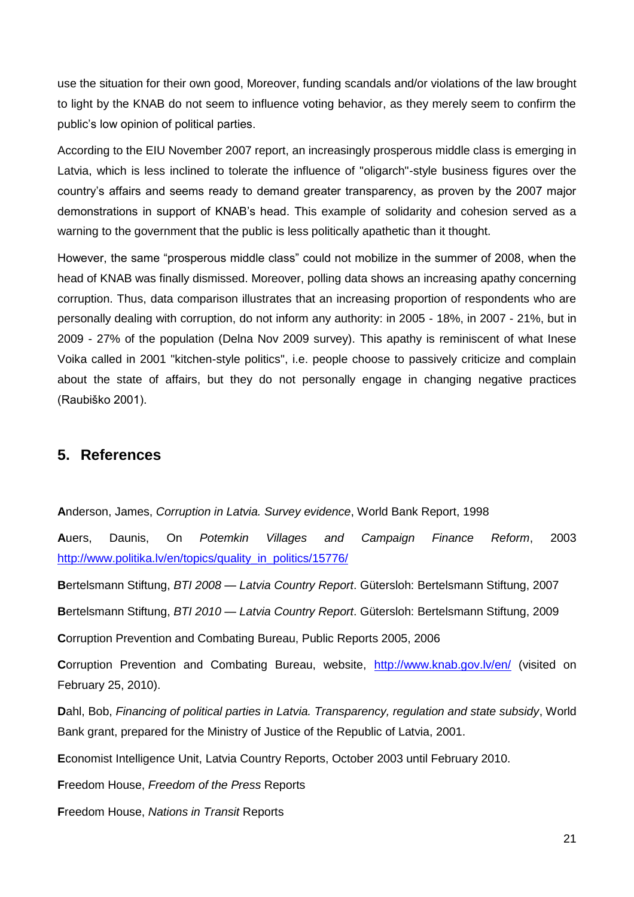use the situation for their own good, Moreover, funding scandals and/or violations of the law brought to light by the KNAB do not seem to influence voting behavior, as they merely seem to confirm the public's low opinion of political parties.

According to the EIU November 2007 report, an increasingly prosperous middle class is emerging in Latvia, which is less inclined to tolerate the influence of "oligarch"-style business figures over the country's affairs and seems ready to demand greater transparency, as proven by the 2007 major demonstrations in support of KNAB's head. This example of solidarity and cohesion served as a warning to the government that the public is less politically apathetic than it thought.

However, the same "prosperous middle class" could not mobilize in the summer of 2008, when the head of KNAB was finally dismissed. Moreover, polling data shows an increasing apathy concerning corruption. Thus, data comparison illustrates that an increasing proportion of respondents who are personally dealing with corruption, do not inform any authority: in 2005 - 18%, in 2007 - 21%, but in 2009 - 27% of the population (Delna Nov 2009 survey). This apathy is reminiscent of what Inese Voika called in 2001 "kitchen-style politics", i.e. people choose to passively criticize and complain about the state of affairs, but they do not personally engage in changing negative practices (Raubiško 2001).

## 5. References

**A**nderson, James, *Corruption in Latvia. Survey evidence*, World Bank Report, 1998

**A**uers, Daunis, On *Potemkin Villages and Campaign Finance Reform*, 2003 http://www.politika.lv/en/topics/quality_in_politics/15776/

**B**ertelsmann Stiftung, *BTI 2008 — Latvia Country Report*. Gütersloh: Bertelsmann Stiftung, 2007

**B**ertelsmann Stiftung, *BTI 2010 — Latvia Country Report*. Gütersloh: Bertelsmann Stiftung, 2009

**C**orruption Prevention and Combating Bureau, Public Reports 2005, 2006

**C**orruption Prevention and Combating Bureau, website, http://www.knab.gov.lv/en/ (visited on February 25, 2010).

**D**ahl, Bob, *Financing of political parties in Latvia. Transparency, regulation and state subsidy*, World Bank grant, prepared for the Ministry of Justice of the Republic of Latvia, 2001.

**E**conomist Intelligence Unit, Latvia Country Reports, October 2003 until February 2010.

**F**reedom House, *Freedom of the Press* Reports

**F**reedom House, *Nations in Transit* Reports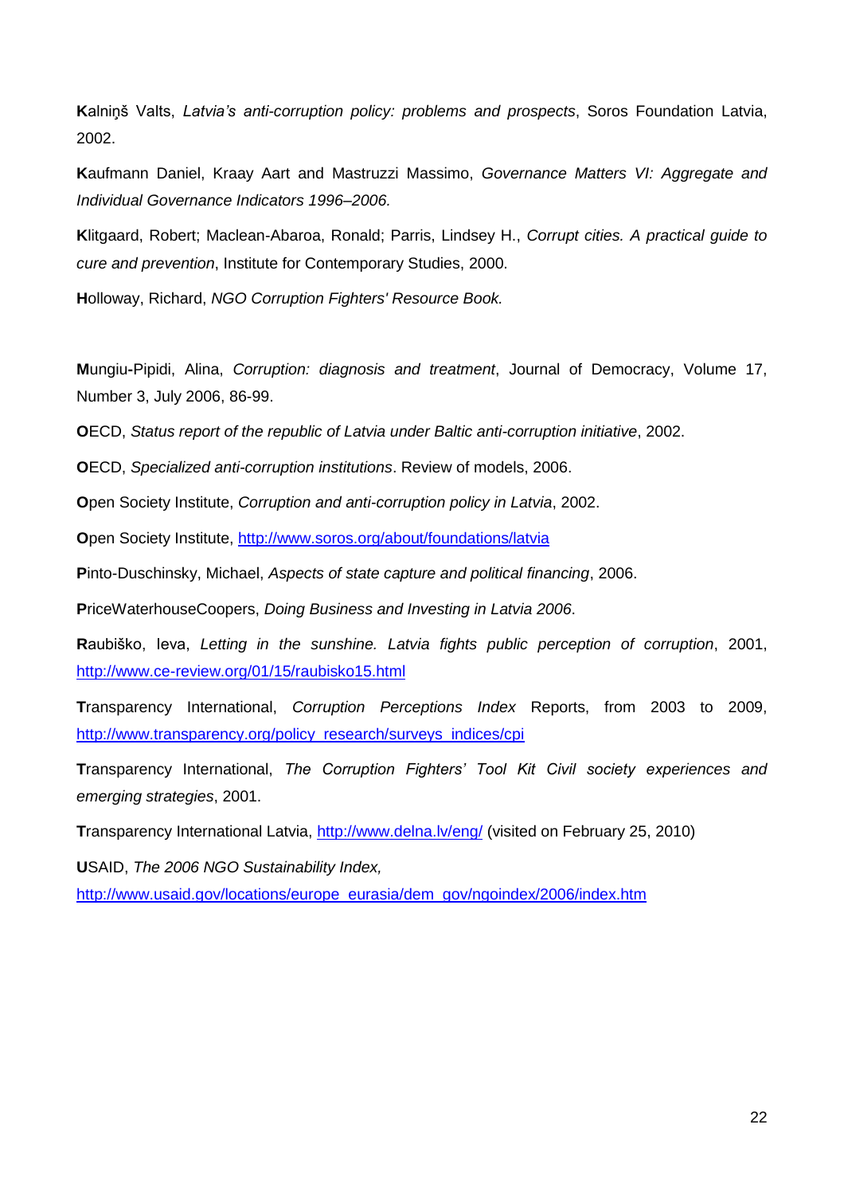**K**alniņš Valts, *Latvia's anti-corruption policy: problems and prospects*, Soros Foundation Latvia, 2002.

**K**aufmann Daniel, Kraay Aart and Mastruzzi Massimo, *Governance Matters VI: Aggregate and Individual Governance Indicators 1996–2006.*

**K**litgaard, Robert; Maclean-Abaroa, Ronald; Parris, Lindsey H., *Corrupt cities. A practical guide to cure and prevention*, Institute for Contemporary Studies, 2000.

**H**olloway, Richard, *NGO Corruption Fighters' Resource Book.*

**M**ungiu**-**Pipidi, Alina, *Corruption: diagnosis and treatment*, Journal of Democracy, Volume 17, Number 3, July 2006, 86-99.

**O**ECD, *Status report of the republic of Latvia under Baltic anti-corruption initiative*, 2002.

**O**ECD, *Specialized anti-corruption institutions*. Review of models, 2006.

**O**pen Society Institute, *Corruption and anti-corruption policy in Latvia*, 2002.

**O**pen Society Institute, http://www.soros.org/about/foundations/latvia

**P**into-Duschinsky, Michael, *Aspects of state capture and political financing*, 2006.

**P**riceWaterhouseCoopers, *Doing Business and Investing in Latvia 2006*.

**R**aubiško, Ieva, *Letting in the sunshine. Latvia fights public perception of corruption*, 2001, http://www.ce-review.org/01/15/raubisko15.html

**T**ransparency International, *Corruption Perceptions Index* Reports, from 2003 to 2009, http://www.transparency.org/policy_research/surveys_indices/cpi

**T**ransparency International, *The Corruption Fighters' Tool Kit Civil society experiences and emerging strategies*, 2001.

**T**ransparency International Latvia, http://www.delna.lv/eng/ (visited on February 25, 2010)

**U**SAID, *The 2006 NGO Sustainability Index,*
http://www.usaid.gov/locations/europe_eurasia/dem_gov/ngoindex/2006/index.htm